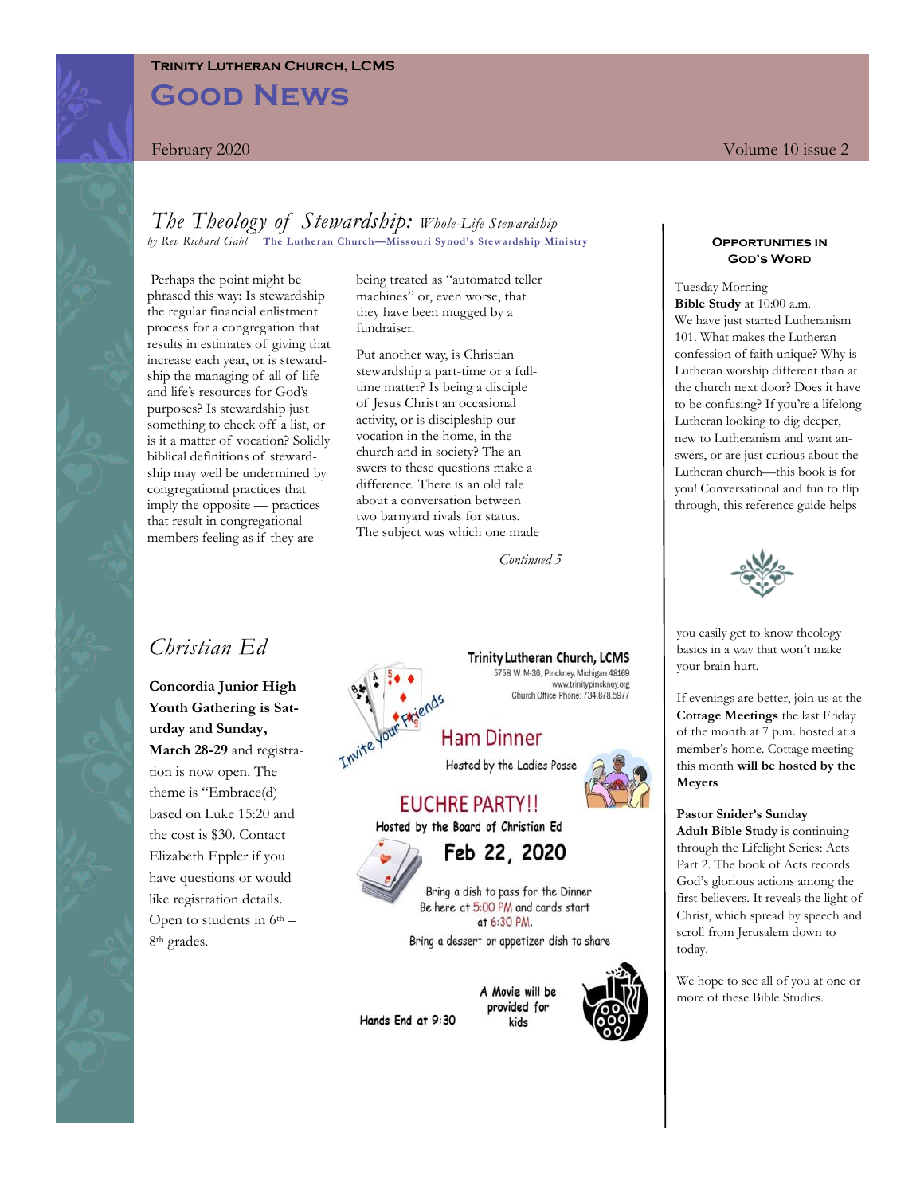**Trinity Lutheran Church, LCMS**

# Good News

February 2020 Volume 10 issue 2

## *The Theology of Stewardship: Whole-Life Stewardship*

*by Rev Richard Gahl* **The Lutheran Church—Missouri Synod's Stewardship Ministry**

Perhaps the point might be phrased this way: Is stewardship the regular financial enlistment process for a congregation that results in estimates of giving that increase each year, or is stewardship the managing of all of life and life's resources for God's purposes? Is stewardship just something to check off a list, or is it a matter of vocation? Solidly biblical definitions of stewardship may well be undermined by congregational practices that imply the opposite — practices that result in congregational members feeling as if they are being treated as "automated teller machines" or, even worse, that they have been mugged by a fundraiser.

Put another way, is Christian stewardship a part-time or a full-time matter? Is being a disciple of Jesus Christ an occasional activity, or is discipleship our vocation in the home, in the church and in society? The answers to these questions make a difference. There is an old tale about a conversation between two barnyard rivals for status. The subject was which one made

*Continued 5*

## *Christian Ed*

**Concordia Junior High Youth Gathering is Saturday and Sunday, March 28-29** and registration is now open. The theme is "Embrace(d) based on Luke 15:20 and the cost is $30. Contact Elizabeth Eppler if you have questions or would like registration details. Open to students in 6th – 8th grades.

**Trinity Lutheran Church, LCMS**
5758 W M-36, Pinckney, Michigan 48169
www.trinitypinckney.org
Church Office Phone: 734.878.5977

Invite your Friends

**Ham Dinner**
Hosted by the Ladies Posse

**EUCHRE PARTY!!**
Hosted by the Board of Christian Ed

**Feb 22, 2020**

Bring a dish to pass for the Dinner
Be here at 5:00 PM and cards start at 6:30 PM.

Bring a dessert or appetizer dish to share

Hands End at 9:30

A Movie will be provided for kids

### Opportunities in God's Word

Tuesday Morning **Bible Study** at 10:00 a.m. We have just started Lutheranism 101. What makes the Lutheran confession of faith unique? Why is Lutheran worship different than at the church next door? Does it have to be confusing? If you're a lifelong Lutheran looking to dig deeper, new to Lutheranism and want answers, or are just curious about the Lutheran church—this book is for you! Conversational and fun to flip through, this reference guide helps you easily get to know theology basics in a way that won't make your brain hurt.

If evenings are better, join us at the **Cottage Meetings** the last Friday of the month at 7 p.m. hosted at a member's home. Cottage meeting this month **will be hosted by the Meyers**

**Pastor Snider's Sunday Adult Bible Study** is continuing through the Lifelight Series: Acts Part 2. The book of Acts records God's glorious actions among the first believers. It reveals the light of Christ, which spread by speech and scroll from Jerusalem down to today.

We hope to see all of you at one or more of these Bible Studies.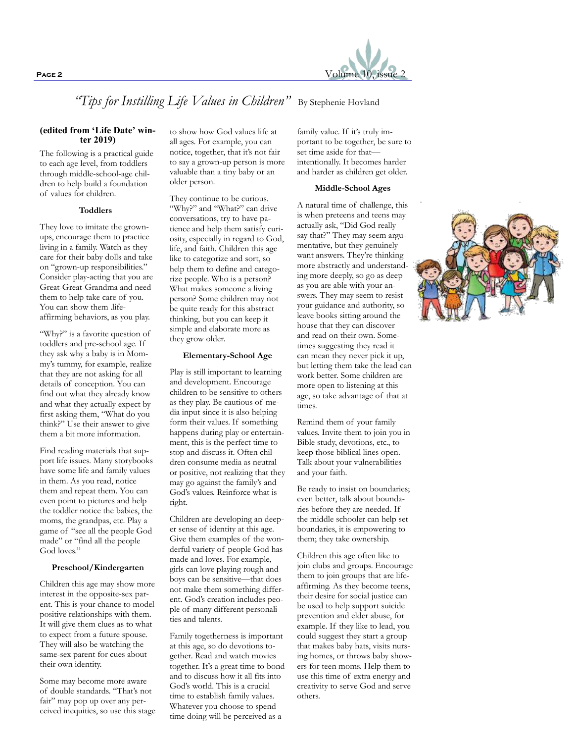## *"Tips for Instilling Life Values in Children"* By Stephenie Hovland

**(edited from 'Life Date' winter 2019)**

The following is a practical guide to each age level, from toddlers through middle-school-age children to help build a foundation of values for children.

### Toddlers

They love to imitate the grown-ups, encourage them to practice living in a family. Watch as they care for their baby dolls and take on "grown-up responsibilities." Consider play-acting that you are Great-Great-Grandma and need them to help take care of you. You can show them .life-affirming behaviors, as you play.

"Why?" is a favorite question of toddlers and pre-school age. If they ask why a baby is in Mommy's tummy, for example, realize that they are not asking for all details of conception. You can find out what they already know and what they actually expect by first asking them, "What do you think?" Use their answer to give them a bit more information.

Find reading materials that support life issues. Many storybooks have some life and family values in them. As you read, notice them and repeat them. You can even point to pictures and help the toddler notice the babies, the moms, the grandpas, etc. Play a game of "see all the people God made" or "find all the people God loves."

### Preschool/Kindergarten

Children this age may show more interest in the opposite-sex parent. This is your chance to model positive relationships with them. It will give them clues as to what to expect from a future spouse. They will also be watching the same-sex parent for cues about their own identity.

Some may become more aware of double standards. "That's not fair" may pop up over any perceived inequities, so use this stage to show how God values life at all ages. For example, you can notice, together, that it's not fair to say a grown-up person is more valuable than a tiny baby or an older person.

They continue to be curious. "Why?" and "What?" can drive conversations, try to have patience and help them satisfy curiosity, especially in regard to God, life, and faith. Children this age like to categorize and sort, so help them to define and categorize people. Who is a person? What makes someone a living person? Some children may not be quite ready for this abstract thinking, but you can keep it simple and elaborate more as they grow older.

### Elementary-School Age

Play is still important to learning and development. Encourage children to be sensitive to others as they play. Be cautious of media input since it is also helping form their values. If something happens during play or entertainment, this is the perfect time to stop and discuss it. Often children consume media as neutral or positive, not realizing that they may go against the family's and God's values. Reinforce what is right.

Children are developing an deeper sense of identity at this age. Give them examples of the wonderful variety of people God has made and loves. For example, girls can love playing rough and boys can be sensitive—that does not make them something different. God's creation includes people of many different personalities and talents.

Family togetherness is important at this age, so do devotions together. Read and watch movies together. It's a great time to bond and to discuss how it all fits into God's world. This is a crucial time to establish family values. Whatever you choose to spend time doing will be perceived as a family value. If it's truly important to be together, be sure to set time aside for that—intentionally. It becomes harder and harder as children get older.

### Middle-School Ages

A natural time of challenge, this is when preteens and teens may actually ask, "Did God really say that?" They may seem argumentative, but they genuinely want answers. They're thinking more abstractly and understanding more deeply, so go as deep as you are able with your answers. They may seem to resist your guidance and authority, so leave books sitting around the house that they can discover and read on their own. Sometimes suggesting they read it can mean they never pick it up, but letting them take the lead can work better. Some children are more open to listening at this age, so take advantage of that at times.

Remind them of your family values. Invite them to join you in Bible study, devotions, etc., to keep those biblical lines open. Talk about your vulnerabilities and your faith.

Be ready to insist on boundaries; even better, talk about boundaries before they are needed. If the middle schooler can help set boundaries, it is empowering to them; they take ownership.

Children this age often like to join clubs and groups. Encourage them to join groups that are life-affirming. As they become teens, their desire for social justice can be used to help support suicide prevention and elder abuse, for example. If they like to lead, you could suggest they start a group that makes baby hats, visits nursing homes, or throws baby showers for teen moms. Help them to use this time of extra energy and creativity to serve God and serve others.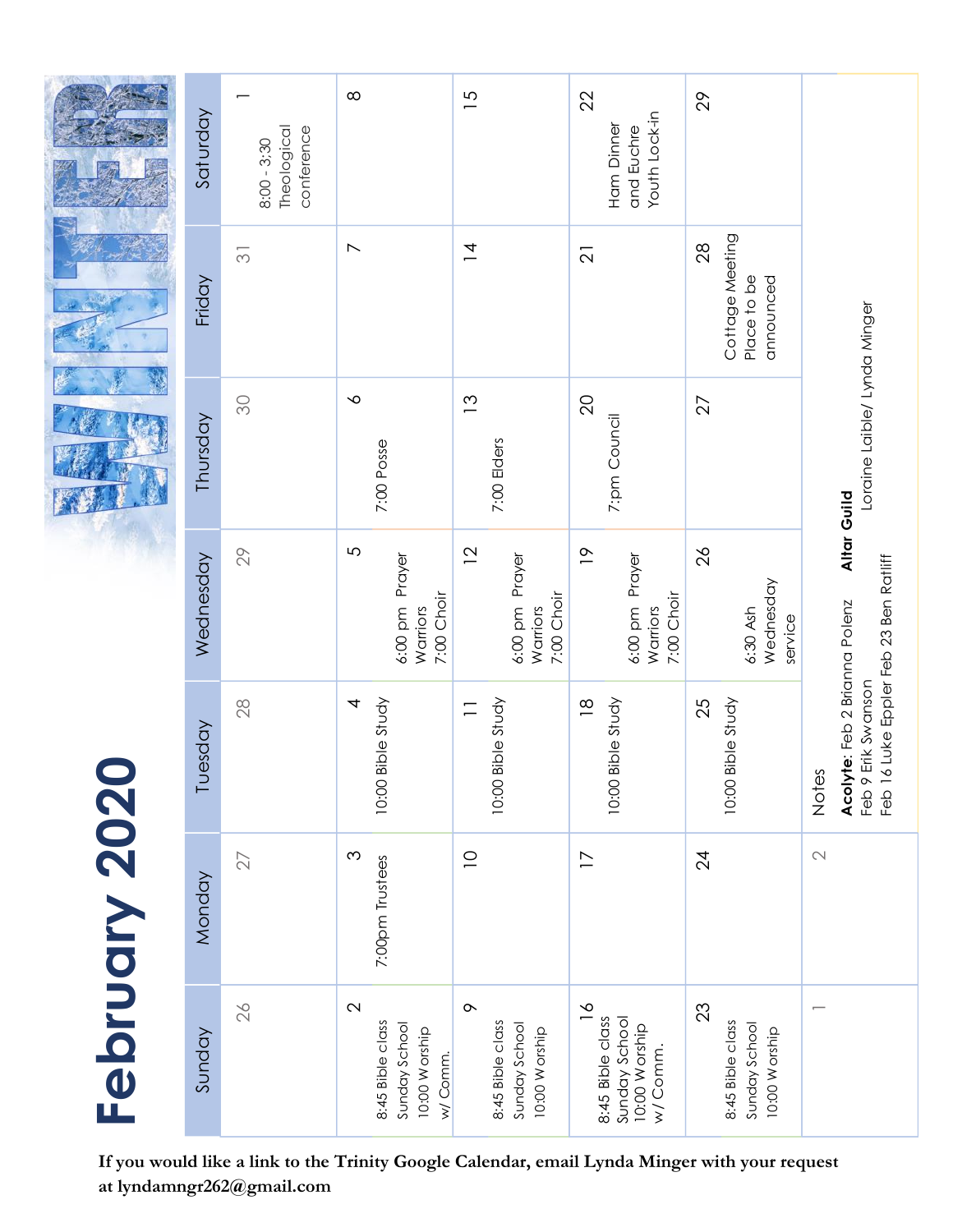# February 2020

WINTER

| Sunday | Monday | Tuesday | Wednesday | Thursday | Friday | Saturday |
|---|---|---|---|---|---|---|
| 26 | 27 | 28 | 29 | 30 | 31 | 1<br>8:00 - 3:30 Theological conference |
| 2<br>8:45 Bible class<br>Sunday School<br>10:00 Worship w/ Comm. | 3<br>7:00pm Trustees | 4<br>10:00 Bible Study | 5<br>6:00 pm Prayer Warriors<br>7:00 Choir | 6<br>7:00 Posse | 7 | 8 |
| 9<br>8:45 Bible class<br>Sunday School<br>10:00 Worship | 10 | 11<br>10:00 Bible Study | 12<br>6:00 pm Prayer Warriors<br>7:00 Choir | 13<br>7:00 Elders | 14 | 15 |
| 16<br>8:45 Bible class<br>Sunday School<br>10:00 Worship w/ Comm. | 17 | 18<br>10:00 Bible Study | 19<br>6:00 pm Prayer Warriors<br>7:00 Choir | 20<br>7:pm Council | 21 | 22<br>Ham Dinner and Euchre<br>Youth Lock-in |
| 23<br>8:45 Bible class<br>Sunday School<br>10:00 Worship | 24 | 25<br>10:00 Bible Study | 26<br>6:30 Ash Wednesday service | 27 | 28<br>Cottage Meeting<br>Place to be announced | 29 |
| 1 | 2 | Notes | | | | |

Notes

**Acolyte**: Feb 2 Brianna Polenz
Feb 9 Erik Swanson
Feb 16 Luke Eppler Feb 23 Ben Ratliff

**Altar Guild**
Loraine Laible/ Lynda Minger

**If you would like a link to the Trinity Google Calendar, email Lynda Minger with your request at lyndamngr262@gmail.com**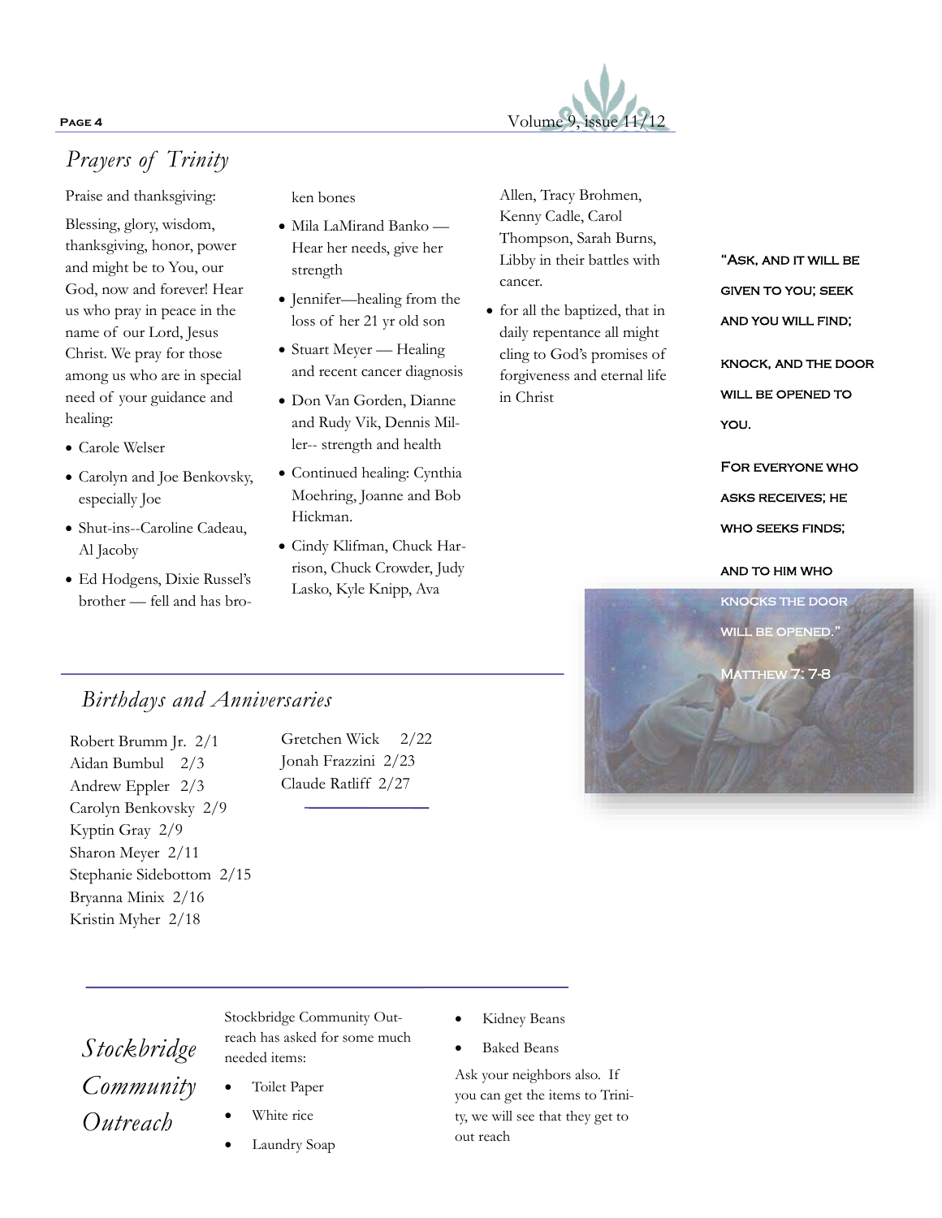## *Prayers of Trinity*

Praise and thanksgiving:

Blessing, glory, wisdom, thanksgiving, honor, power and might be to You, our God, now and forever! Hear us who pray in peace in the name of our Lord, Jesus Christ. We pray for those among us who are in special need of your guidance and healing:

- Carole Welser
- Carolyn and Joe Benkovsky, especially Joe
- Shut-ins--Caroline Cadeau, Al Jacoby
- Ed Hodgens, Dixie Russel's brother — fell and has broken bones
- Mila LaMirand Banko — Hear her needs, give her strength
- Jennifer—healing from the loss of her 21 yr old son
- Stuart Meyer — Healing and recent cancer diagnosis
- Don Van Gorden, Dianne and Rudy Vik, Dennis Miller-- strength and health
- Continued healing: Cynthia Moehring, Joanne and Bob Hickman.
- Cindy Klifman, Chuck Harrison, Chuck Crowder, Judy Lasko, Kyle Knipp, Ava Allen, Tracy Brohmen, Kenny Cadle, Carol Thompson, Sarah Burns, Libby in their battles with cancer.
- for all the baptized, that in daily repentance all might cling to God's promises of forgiveness and eternal life in Christ

"Ask, and it will be given to you; seek and you will find;

knock, and the door will be opened to you.

For everyone who asks receives; he who seeks finds;

and to him who knocks the door will be opened."

Matthew 7: 7-8

## *Birthdays and Anniversaries*

Robert Brumm Jr. 2/1
Aidan Bumbul 2/3
Andrew Eppler 2/3
Carolyn Benkovsky 2/9
Kyptin Gray 2/9
Sharon Meyer 2/11
Stephanie Sidebottom 2/15
Bryanna Minix 2/16
Kristin Myher 2/18
Gretchen Wick 2/22
Jonah Frazzini 2/23
Claude Ratliff 2/27

## *Stockbridge Community Outreach*

Stockbridge Community Outreach has asked for some much needed items:

- Toilet Paper
- White rice
- Laundry Soap
- Kidney Beans
- Baked Beans

Ask your neighbors also. If you can get the items to Trinity, we will see that they get to out reach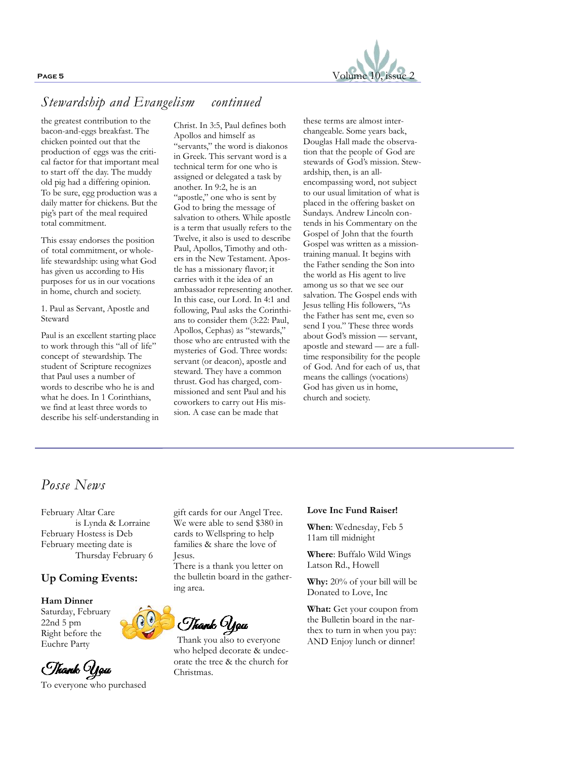## *Stewardship and Evangelism continued*

the greatest contribution to the bacon-and-eggs breakfast. The chicken pointed out that the production of eggs was the critical factor for that important meal to start off the day. The muddy old pig had a differing opinion. To be sure, egg production was a daily matter for chickens. But the pig's part of the meal required total commitment.

This essay endorses the position of total commitment, or whole-life stewardship: using what God has given us according to His purposes for us in our vocations in home, church and society.

1. Paul as Servant, Apostle and Steward

Paul is an excellent starting place to work through this "all of life" concept of stewardship. The student of Scripture recognizes that Paul uses a number of words to describe who he is and what he does. In 1 Corinthians, we find at least three words to describe his self-understanding in Christ. In 3:5, Paul defines both Apollos and himself as "servants," the word is diakonos in Greek. This servant word is a technical term for one who is assigned or delegated a task by another. In 9:2, he is an "apostle," one who is sent by God to bring the message of salvation to others. While apostle is a term that usually refers to the Twelve, it also is used to describe Paul, Apollos, Timothy and others in the New Testament. Apostle has a missionary flavor; it carries with it the idea of an ambassador representing another. In this case, our Lord. In 4:1 and following, Paul asks the Corinthians to consider them (3:22: Paul, Apollos, Cephas) as "stewards," those who are entrusted with the mysteries of God. Three words: servant (or deacon), apostle and steward. They have a common thrust. God has charged, commissioned and sent Paul and his coworkers to carry out His mission. A case can be made that these terms are almost interchangeable. Some years back, Douglas Hall made the observation that the people of God are stewards of God's mission. Stewardship, then, is an all-encompassing word, not subject to our usual limitation of what is placed in the offering basket on Sundays. Andrew Lincoln contends in his Commentary on the Gospel of John that the fourth Gospel was written as a mission-training manual. It begins with the Father sending the Son into the world as His agent to live among us so that we see our salvation. The Gospel ends with Jesus telling His followers, "As the Father has sent me, even so send I you." These three words about God's mission — servant, apostle and steward — are a full-time responsibility for the people of God. And for each of us, that means the callings (vocations) God has given us in home, church and society.

---

## *Posse News*

February Altar Care is Lynda & Lorraine
February Hostess is Deb
February meeting date is Thursday February 6

### Up Coming Events:

**Ham Dinner**
Saturday, February 22nd 5 pm
Right before the Euchre Party

*Thank You*

To everyone who purchased gift cards for our Angel Tree. We were able to send $380 in cards to Wellspring to help families & share the love of Jesus.
There is a thank you letter on the bulletin board in the gathering area.

*Thank You*

Thank you also to everyone who helped decorate & undecorate the tree & the church for Christmas.

**Love Inc Fund Raiser!**

**When**: Wednesday, Feb 5
11am till midnight

**Where**: Buffalo Wild Wings
Latson Rd., Howell

**Why:** 20% of your bill will be Donated to Love, Inc

**What:** Get your coupon from the Bulletin board in the narthex to turn in when you pay:
AND Enjoy lunch or dinner!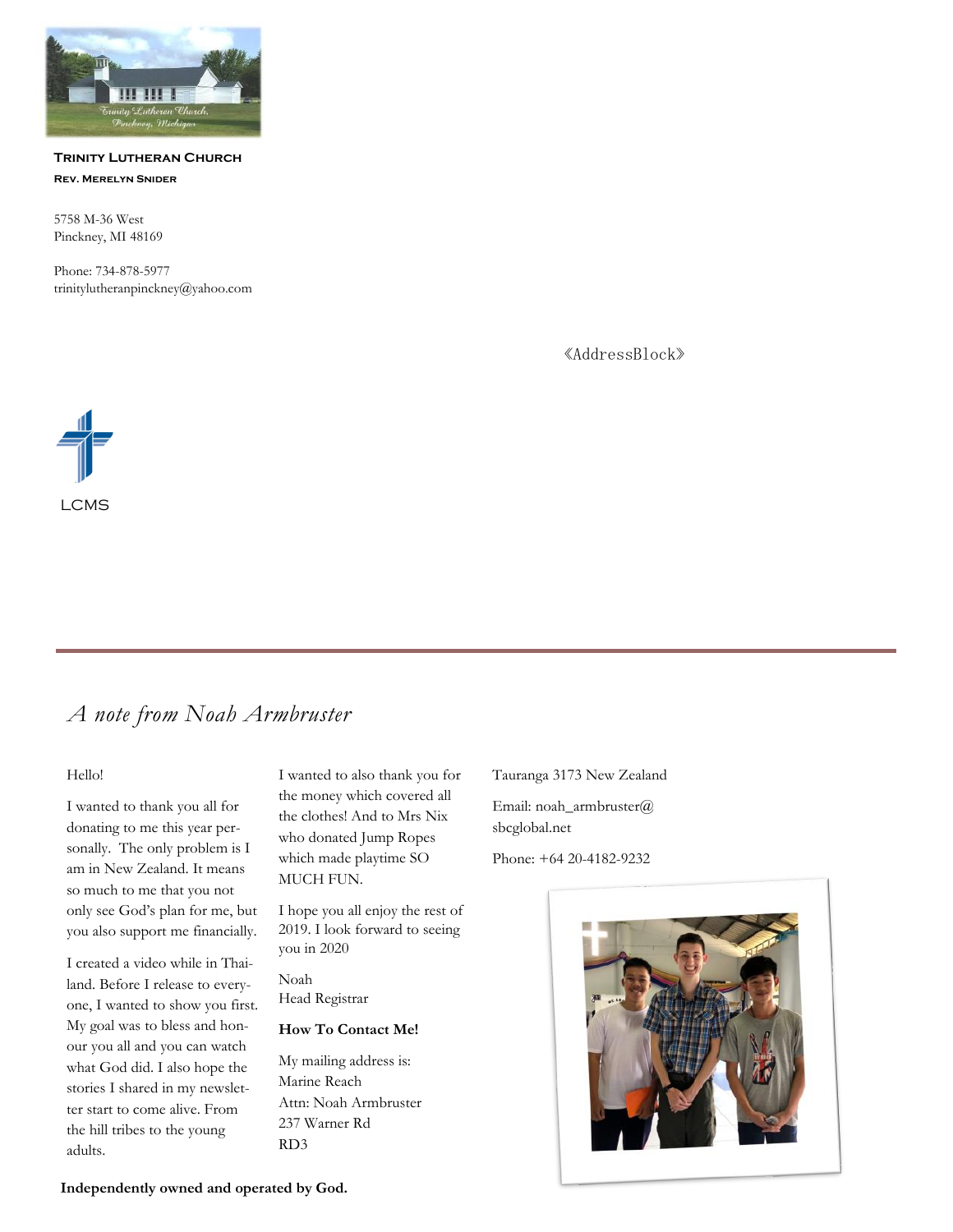**TRINITY LUTHERAN CHURCH**

**REV. MERELYN SNIDER**

5758 M-36 West
Pinckney, MI 48169

Phone: 734-878-5977
trinitylutheranpinckney@yahoo.com

《AddressBlock》

LCMS

## *A note from Noah Armbruster*

Hello!

I wanted to thank you all for donating to me this year personally. The only problem is I am in New Zealand. It means so much to me that you not only see God's plan for me, but you also support me financially.

I created a video while in Thailand. Before I release to everyone, I wanted to show you first. My goal was to bless and honour you all and you can watch what God did. I also hope the stories I shared in my newsletter start to come alive. From the hill tribes to the young adults.

I wanted to also thank you for the money which covered all the clothes! And to Mrs Nix who donated Jump Ropes which made playtime SO MUCH FUN.

I hope you all enjoy the rest of 2019. I look forward to seeing you in 2020

Noah
Head Registrar

**How To Contact Me!**

My mailing address is:
Marine Reach
Attn: Noah Armbruster
237 Warner Rd
RD3
Tauranga 3173 New Zealand

Email: noah_armbruster@sbcglobal.net

Phone: +64 20-4182-9232

**Independently owned and operated by God.**